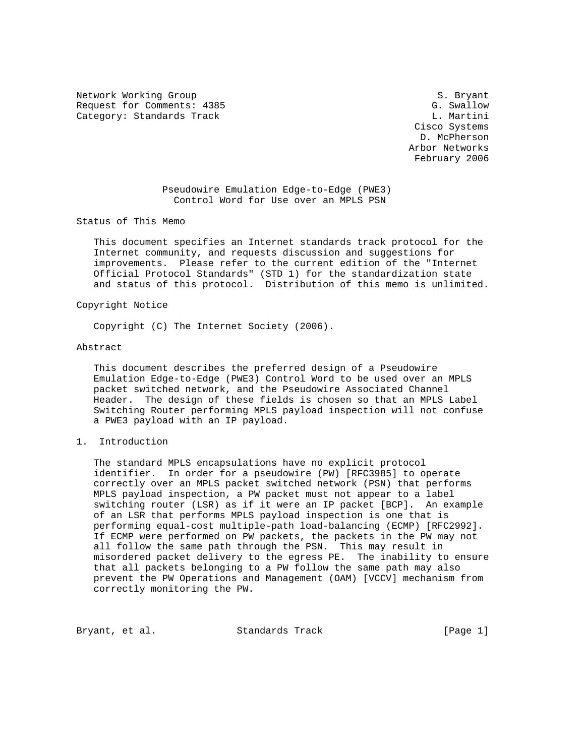Network Working Group S. Bryant
Request for Comments: 4385 G. Swallow
Category: Standards Track L. Martini
Cisco Systems
D. McPherson
Arbor Networks
February 2006

# Pseudowire Emulation Edge-to-Edge (PWE3) Control Word for Use over an MPLS PSN

## Status of This Memo

This document specifies an Internet standards track protocol for the Internet community, and requests discussion and suggestions for improvements. Please refer to the current edition of the "Internet Official Protocol Standards" (STD 1) for the standardization state and status of this protocol. Distribution of this memo is unlimited.

## Copyright Notice

Copyright (C) The Internet Society (2006).

## Abstract

This document describes the preferred design of a Pseudowire Emulation Edge-to-Edge (PWE3) Control Word to be used over an MPLS packet switched network, and the Pseudowire Associated Channel Header. The design of these fields is chosen so that an MPLS Label Switching Router performing MPLS payload inspection will not confuse a PWE3 payload with an IP payload.

## 1. Introduction

The standard MPLS encapsulations have no explicit protocol identifier. In order for a pseudowire (PW) [RFC3985] to operate correctly over an MPLS packet switched network (PSN) that performs MPLS payload inspection, a PW packet must not appear to a label switching router (LSR) as if it were an IP packet [BCP]. An example of an LSR that performs MPLS payload inspection is one that is performing equal-cost multiple-path load-balancing (ECMP) [RFC2992]. If ECMP were performed on PW packets, the packets in the PW may not all follow the same path through the PSN. This may result in misordered packet delivery to the egress PE. The inability to ensure that all packets belonging to a PW follow the same path may also prevent the PW Operations and Management (OAM) [VCCV] mechanism from correctly monitoring the PW.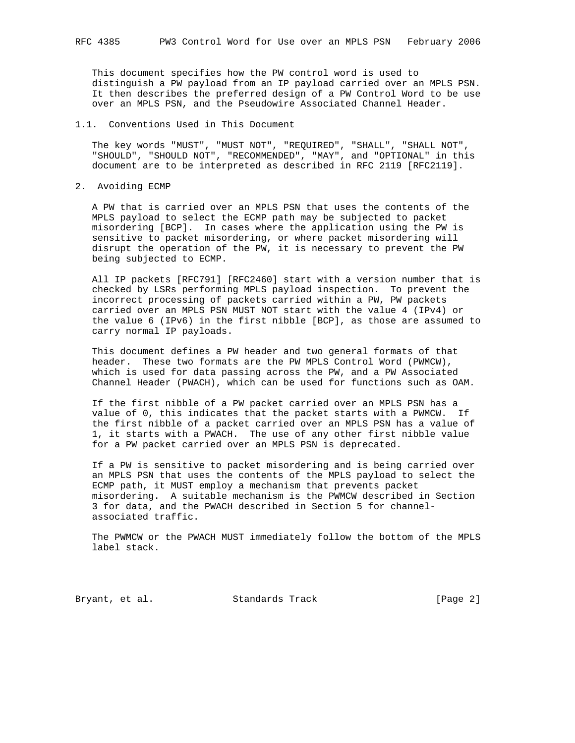This document specifies how the PW control word is used to distinguish a PW payload from an IP payload carried over an MPLS PSN. It then describes the preferred design of a PW Control Word to be use over an MPLS PSN, and the Pseudowire Associated Channel Header.

### 1.1. Conventions Used in This Document

The key words "MUST", "MUST NOT", "REQUIRED", "SHALL", "SHALL NOT", "SHOULD", "SHOULD NOT", "RECOMMENDED", "MAY", and "OPTIONAL" in this document are to be interpreted as described in RFC 2119 [RFC2119].

## 2. Avoiding ECMP

A PW that is carried over an MPLS PSN that uses the contents of the MPLS payload to select the ECMP path may be subjected to packet misordering [BCP]. In cases where the application using the PW is sensitive to packet misordering, or where packet misordering will disrupt the operation of the PW, it is necessary to prevent the PW being subjected to ECMP.

All IP packets [RFC791] [RFC2460] start with a version number that is checked by LSRs performing MPLS payload inspection. To prevent the incorrect processing of packets carried within a PW, PW packets carried over an MPLS PSN MUST NOT start with the value 4 (IPv4) or the value 6 (IPv6) in the first nibble [BCP], as those are assumed to carry normal IP payloads.

This document defines a PW header and two general formats of that header. These two formats are the PW MPLS Control Word (PWMCW), which is used for data passing across the PW, and a PW Associated Channel Header (PWACH), which can be used for functions such as OAM.

If the first nibble of a PW packet carried over an MPLS PSN has a value of 0, this indicates that the packet starts with a PWMCW. If the first nibble of a packet carried over an MPLS PSN has a value of 1, it starts with a PWACH. The use of any other first nibble value for a PW packet carried over an MPLS PSN is deprecated.

If a PW is sensitive to packet misordering and is being carried over an MPLS PSN that uses the contents of the MPLS payload to select the ECMP path, it MUST employ a mechanism that prevents packet misordering. A suitable mechanism is the PWMCW described in Section 3 for data, and the PWACH described in Section 5 for channel-associated traffic.

The PWMCW or the PWACH MUST immediately follow the bottom of the MPLS label stack.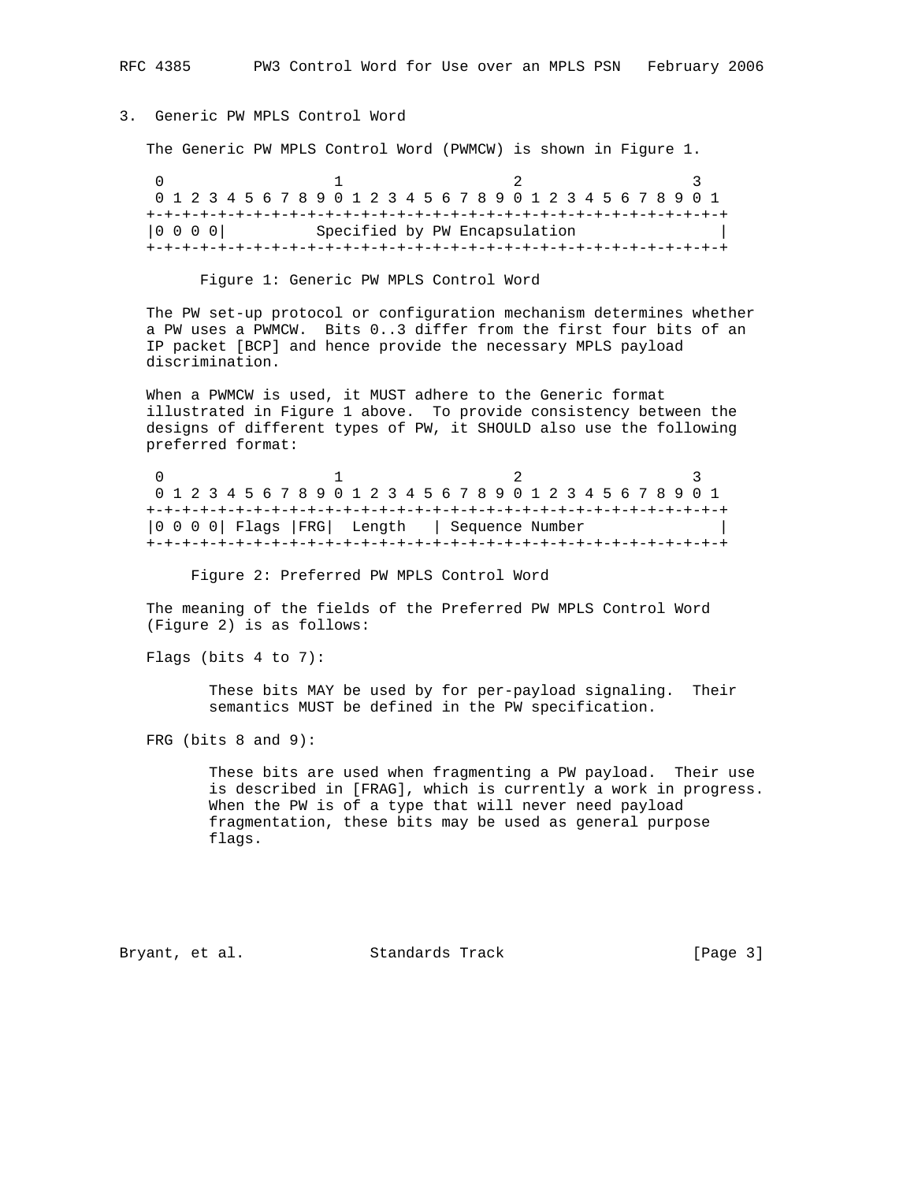## 3. Generic PW MPLS Control Word

The Generic PW MPLS Control Word (PWMCW) is shown in Figure 1.

```
 0                   1                   2                   3
 0 1 2 3 4 5 6 7 8 9 0 1 2 3 4 5 6 7 8 9 0 1 2 3 4 5 6 7 8 9 0 1
+-+-+-+-+-+-+-+-+-+-+-+-+-+-+-+-+-+-+-+-+-+-+-+-+-+-+-+-+-+-+-+-+
|0 0 0 0|          Specified by PW Encapsulation                |
+-+-+-+-+-+-+-+-+-+-+-+-+-+-+-+-+-+-+-+-+-+-+-+-+-+-+-+-+-+-+-+-+
```

Figure 1: Generic PW MPLS Control Word

The PW set-up protocol or configuration mechanism determines whether a PW uses a PWMCW. Bits 0..3 differ from the first four bits of an IP packet [BCP] and hence provide the necessary MPLS payload discrimination.

When a PWMCW is used, it MUST adhere to the Generic format illustrated in Figure 1 above. To provide consistency between the designs of different types of PW, it SHOULD also use the following preferred format:

```
 0                   1                   2                   3
 0 1 2 3 4 5 6 7 8 9 0 1 2 3 4 5 6 7 8 9 0 1 2 3 4 5 6 7 8 9 0 1
+-+-+-+-+-+-+-+-+-+-+-+-+-+-+-+-+-+-+-+-+-+-+-+-+-+-+-+-+-+-+-+-+
|0 0 0 0| Flags |FRG|  Length   | Sequence Number               |
+-+-+-+-+-+-+-+-+-+-+-+-+-+-+-+-+-+-+-+-+-+-+-+-+-+-+-+-+-+-+-+-+
```

Figure 2: Preferred PW MPLS Control Word

The meaning of the fields of the Preferred PW MPLS Control Word (Figure 2) is as follows:

Flags (bits 4 to 7):

These bits MAY be used by for per-payload signaling. Their semantics MUST be defined in the PW specification.

FRG (bits 8 and 9):

These bits are used when fragmenting a PW payload. Their use is described in [FRAG], which is currently a work in progress. When the PW is of a type that will never need payload fragmentation, these bits may be used as general purpose flags.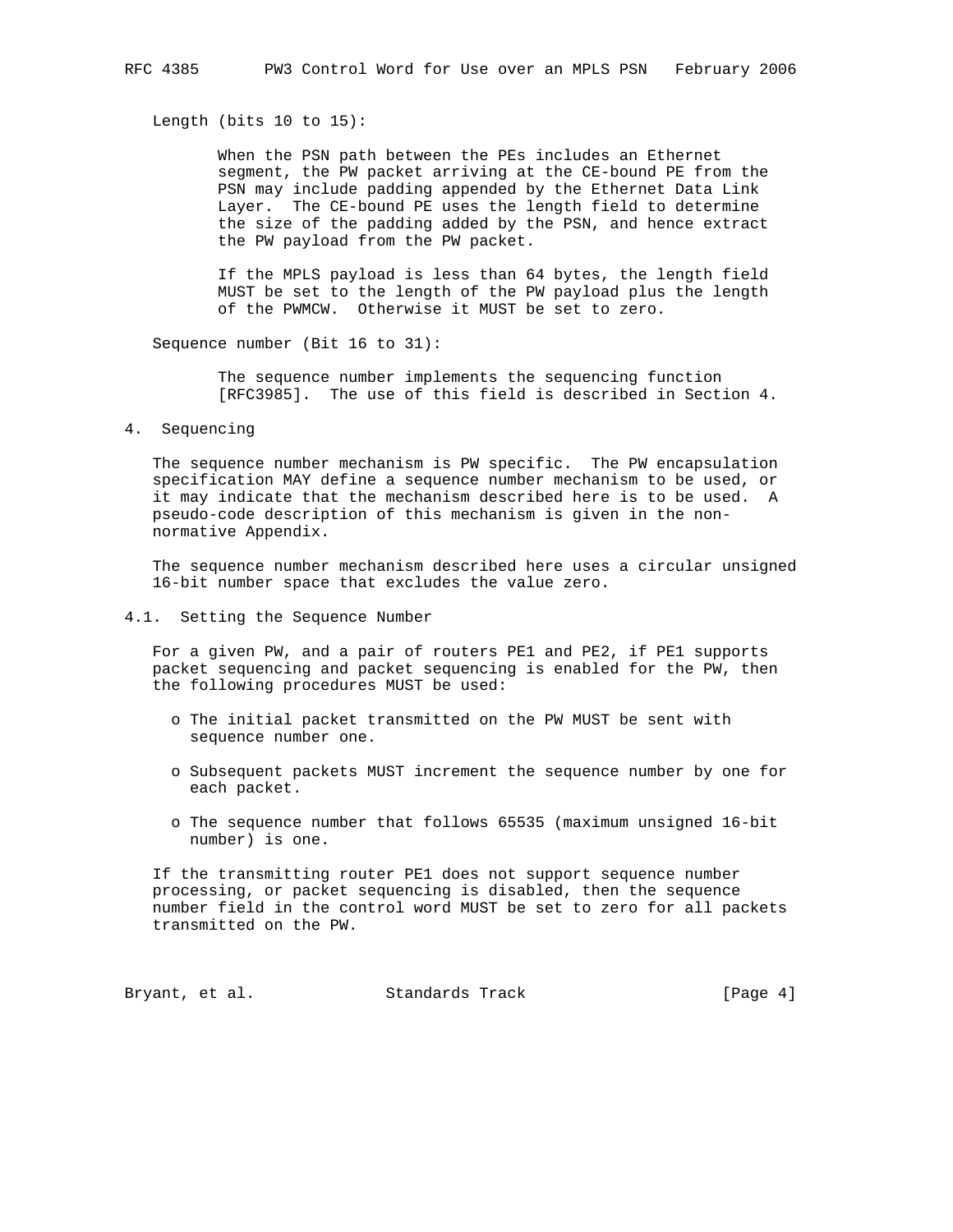Length (bits 10 to 15):

When the PSN path between the PEs includes an Ethernet segment, the PW packet arriving at the CE-bound PE from the PSN may include padding appended by the Ethernet Data Link Layer. The CE-bound PE uses the length field to determine the size of the padding added by the PSN, and hence extract the PW payload from the PW packet.

If the MPLS payload is less than 64 bytes, the length field MUST be set to the length of the PW payload plus the length of the PWMCW. Otherwise it MUST be set to zero.

Sequence number (Bit 16 to 31):

The sequence number implements the sequencing function [RFC3985]. The use of this field is described in Section 4.

## 4. Sequencing

The sequence number mechanism is PW specific. The PW encapsulation specification MAY define a sequence number mechanism to be used, or it may indicate that the mechanism described here is to be used. A pseudo-code description of this mechanism is given in the non-normative Appendix.

The sequence number mechanism described here uses a circular unsigned 16-bit number space that excludes the value zero.

### 4.1. Setting the Sequence Number

For a given PW, and a pair of routers PE1 and PE2, if PE1 supports packet sequencing and packet sequencing is enabled for the PW, then the following procedures MUST be used:

- The initial packet transmitted on the PW MUST be sent with sequence number one.
- Subsequent packets MUST increment the sequence number by one for each packet.
- The sequence number that follows 65535 (maximum unsigned 16-bit number) is one.

If the transmitting router PE1 does not support sequence number processing, or packet sequencing is disabled, then the sequence number field in the control word MUST be set to zero for all packets transmitted on the PW.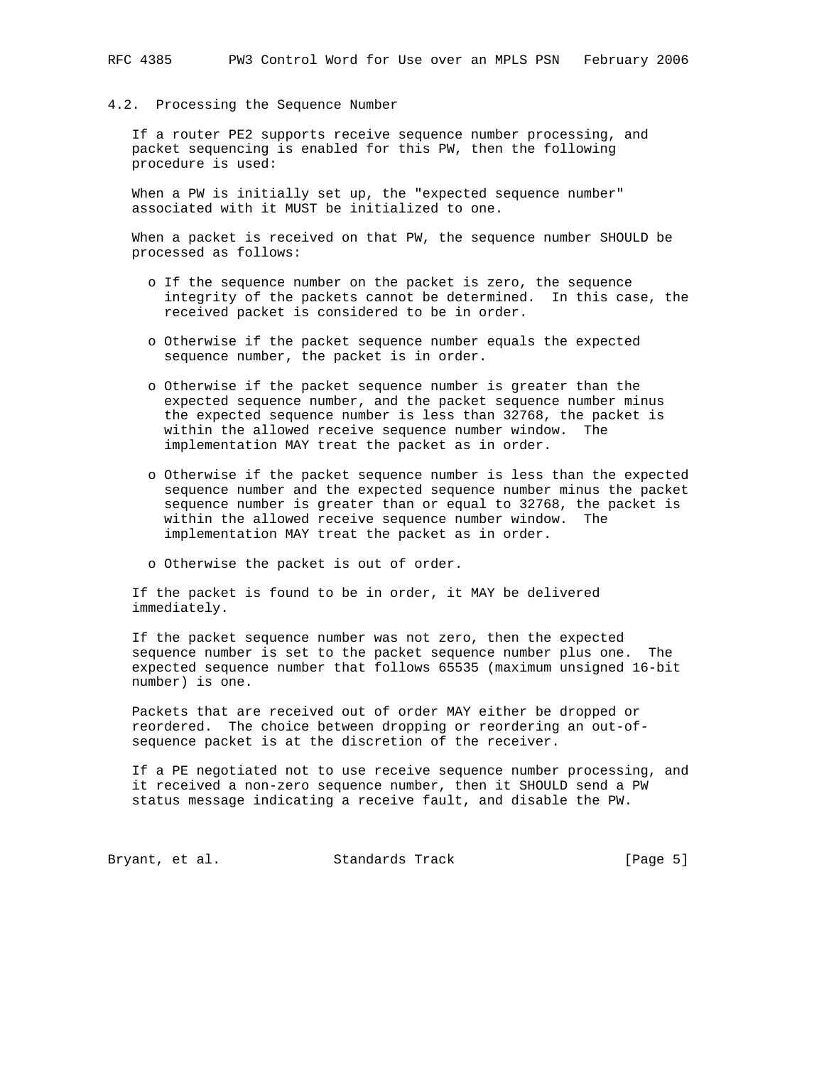### 4.2. Processing the Sequence Number

If a router PE2 supports receive sequence number processing, and packet sequencing is enabled for this PW, then the following procedure is used:

When a PW is initially set up, the "expected sequence number" associated with it MUST be initialized to one.

When a packet is received on that PW, the sequence number SHOULD be processed as follows:

- If the sequence number on the packet is zero, the sequence integrity of the packets cannot be determined. In this case, the received packet is considered to be in order.

- Otherwise if the packet sequence number equals the expected sequence number, the packet is in order.

- Otherwise if the packet sequence number is greater than the expected sequence number, and the packet sequence number minus the expected sequence number is less than 32768, the packet is within the allowed receive sequence number window. The implementation MAY treat the packet as in order.

- Otherwise if the packet sequence number is less than the expected sequence number and the expected sequence number minus the packet sequence number is greater than or equal to 32768, the packet is within the allowed receive sequence number window. The implementation MAY treat the packet as in order.

- Otherwise the packet is out of order.

If the packet is found to be in order, it MAY be delivered immediately.

If the packet sequence number was not zero, then the expected sequence number is set to the packet sequence number plus one. The expected sequence number that follows 65535 (maximum unsigned 16-bit number) is one.

Packets that are received out of order MAY either be dropped or reordered. The choice between dropping or reordering an out-of-sequence packet is at the discretion of the receiver.

If a PE negotiated not to use receive sequence number processing, and it received a non-zero sequence number, then it SHOULD send a PW status message indicating a receive fault, and disable the PW.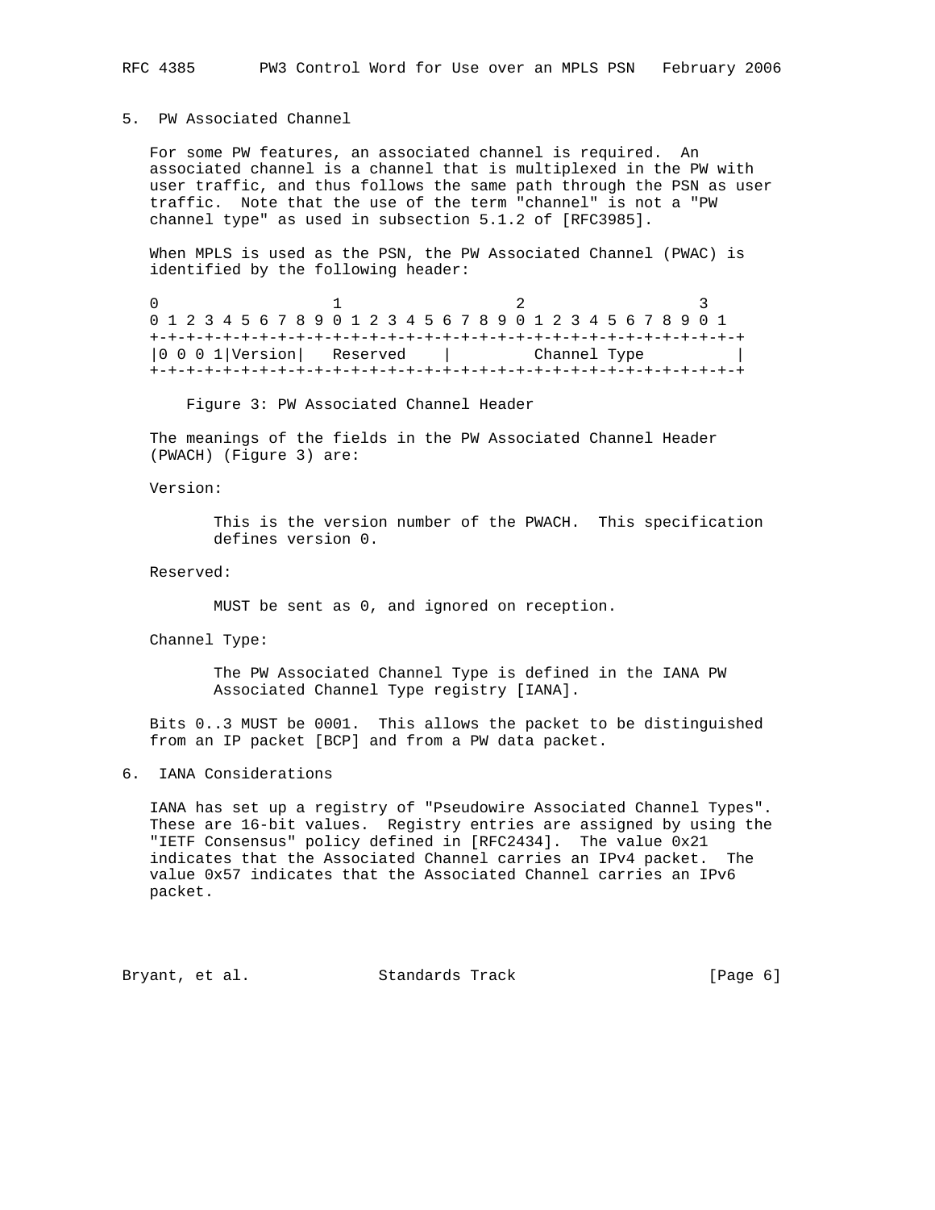## 5. PW Associated Channel

For some PW features, an associated channel is required. An associated channel is a channel that is multiplexed in the PW with user traffic, and thus follows the same path through the PSN as user traffic. Note that the use of the term "channel" is not a "PW channel type" as used in subsection 5.1.2 of [RFC3985].

When MPLS is used as the PSN, the PW Associated Channel (PWAC) is identified by the following header:

```
 0                   1                   2                   3
 0 1 2 3 4 5 6 7 8 9 0 1 2 3 4 5 6 7 8 9 0 1 2 3 4 5 6 7 8 9 0 1
+-+-+-+-+-+-+-+-+-+-+-+-+-+-+-+-+-+-+-+-+-+-+-+-+-+-+-+-+-+-+-+-+
|0 0 0 1|Version|   Reserved    |         Channel Type          |
+-+-+-+-+-+-+-+-+-+-+-+-+-+-+-+-+-+-+-+-+-+-+-+-+-+-+-+-+-+-+-+-+
```

Figure 3: PW Associated Channel Header

The meanings of the fields in the PW Associated Channel Header (PWACH) (Figure 3) are:

Version:

This is the version number of the PWACH. This specification defines version 0.

Reserved:

MUST be sent as 0, and ignored on reception.

Channel Type:

The PW Associated Channel Type is defined in the IANA PW Associated Channel Type registry [IANA].

Bits 0..3 MUST be 0001. This allows the packet to be distinguished from an IP packet [BCP] and from a PW data packet.

## 6. IANA Considerations

IANA has set up a registry of "Pseudowire Associated Channel Types". These are 16-bit values. Registry entries are assigned by using the "IETF Consensus" policy defined in [RFC2434]. The value 0x21 indicates that the Associated Channel carries an IPv4 packet. The value 0x57 indicates that the Associated Channel carries an IPv6 packet.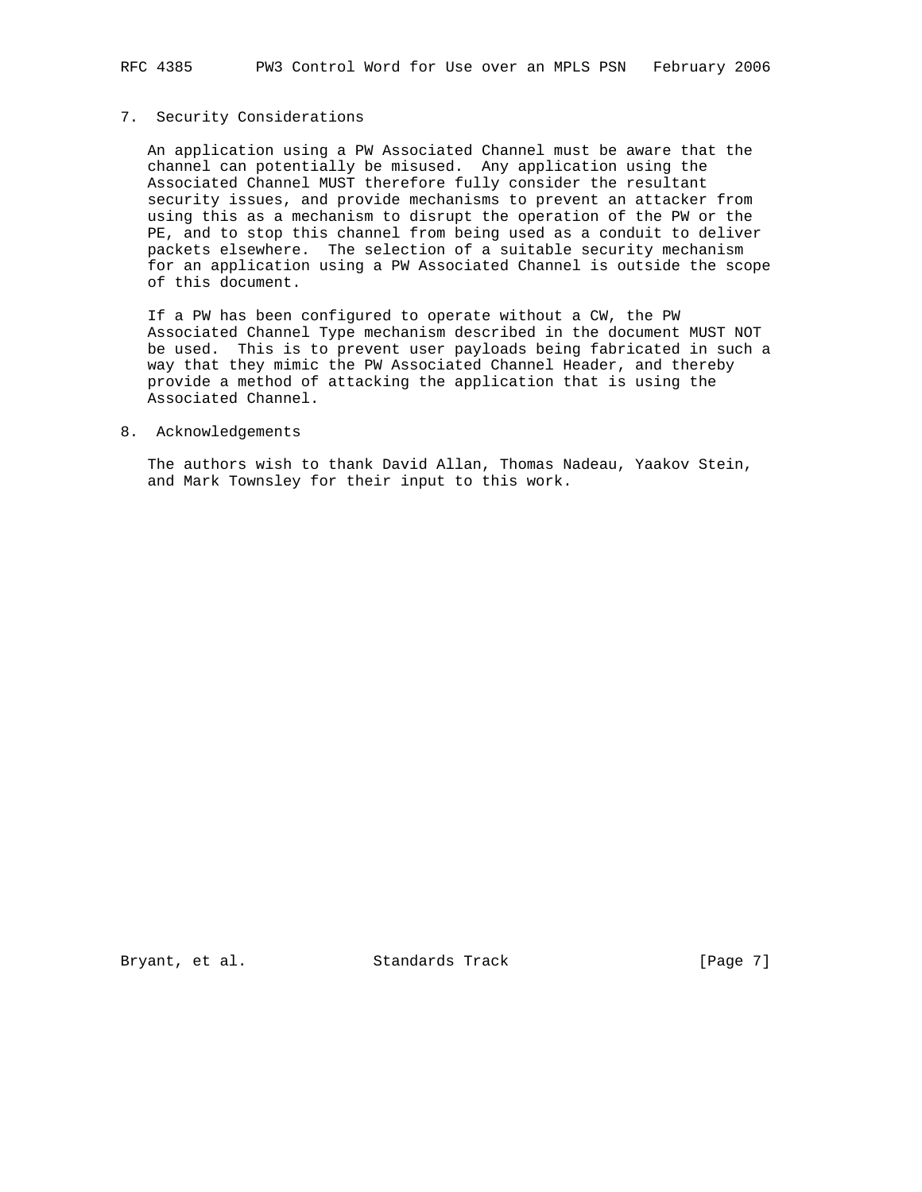## 7. Security Considerations

An application using a PW Associated Channel must be aware that the channel can potentially be misused. Any application using the Associated Channel MUST therefore fully consider the resultant security issues, and provide mechanisms to prevent an attacker from using this as a mechanism to disrupt the operation of the PW or the PE, and to stop this channel from being used as a conduit to deliver packets elsewhere. The selection of a suitable security mechanism for an application using a PW Associated Channel is outside the scope of this document.

If a PW has been configured to operate without a CW, the PW Associated Channel Type mechanism described in the document MUST NOT be used. This is to prevent user payloads being fabricated in such a way that they mimic the PW Associated Channel Header, and thereby provide a method of attacking the application that is using the Associated Channel.

## 8. Acknowledgements

The authors wish to thank David Allan, Thomas Nadeau, Yaakov Stein, and Mark Townsley for their input to this work.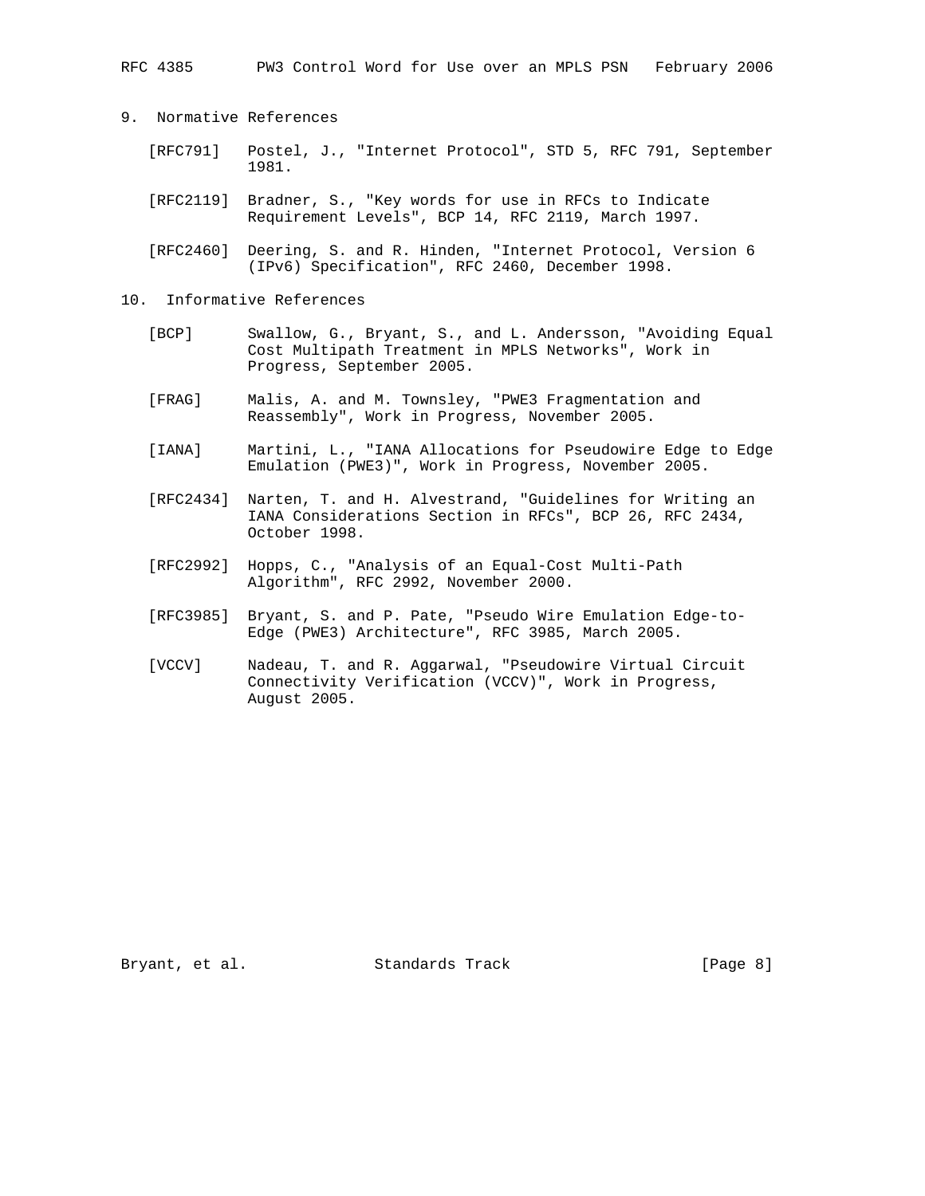## 9. Normative References

[RFC791] Postel, J., "Internet Protocol", STD 5, RFC 791, September 1981.

[RFC2119] Bradner, S., "Key words for use in RFCs to Indicate Requirement Levels", BCP 14, RFC 2119, March 1997.

[RFC2460] Deering, S. and R. Hinden, "Internet Protocol, Version 6 (IPv6) Specification", RFC 2460, December 1998.

## 10. Informative References

[BCP] Swallow, G., Bryant, S., and L. Andersson, "Avoiding Equal Cost Multipath Treatment in MPLS Networks", Work in Progress, September 2005.

[FRAG] Malis, A. and M. Townsley, "PWE3 Fragmentation and Reassembly", Work in Progress, November 2005.

[IANA] Martini, L., "IANA Allocations for Pseudowire Edge to Edge Emulation (PWE3)", Work in Progress, November 2005.

[RFC2434] Narten, T. and H. Alvestrand, "Guidelines for Writing an IANA Considerations Section in RFCs", BCP 26, RFC 2434, October 1998.

[RFC2992] Hopps, C., "Analysis of an Equal-Cost Multi-Path Algorithm", RFC 2992, November 2000.

[RFC3985] Bryant, S. and P. Pate, "Pseudo Wire Emulation Edge-to-Edge (PWE3) Architecture", RFC 3985, March 2005.

[VCCV] Nadeau, T. and R. Aggarwal, "Pseudowire Virtual Circuit Connectivity Verification (VCCV)", Work in Progress, August 2005.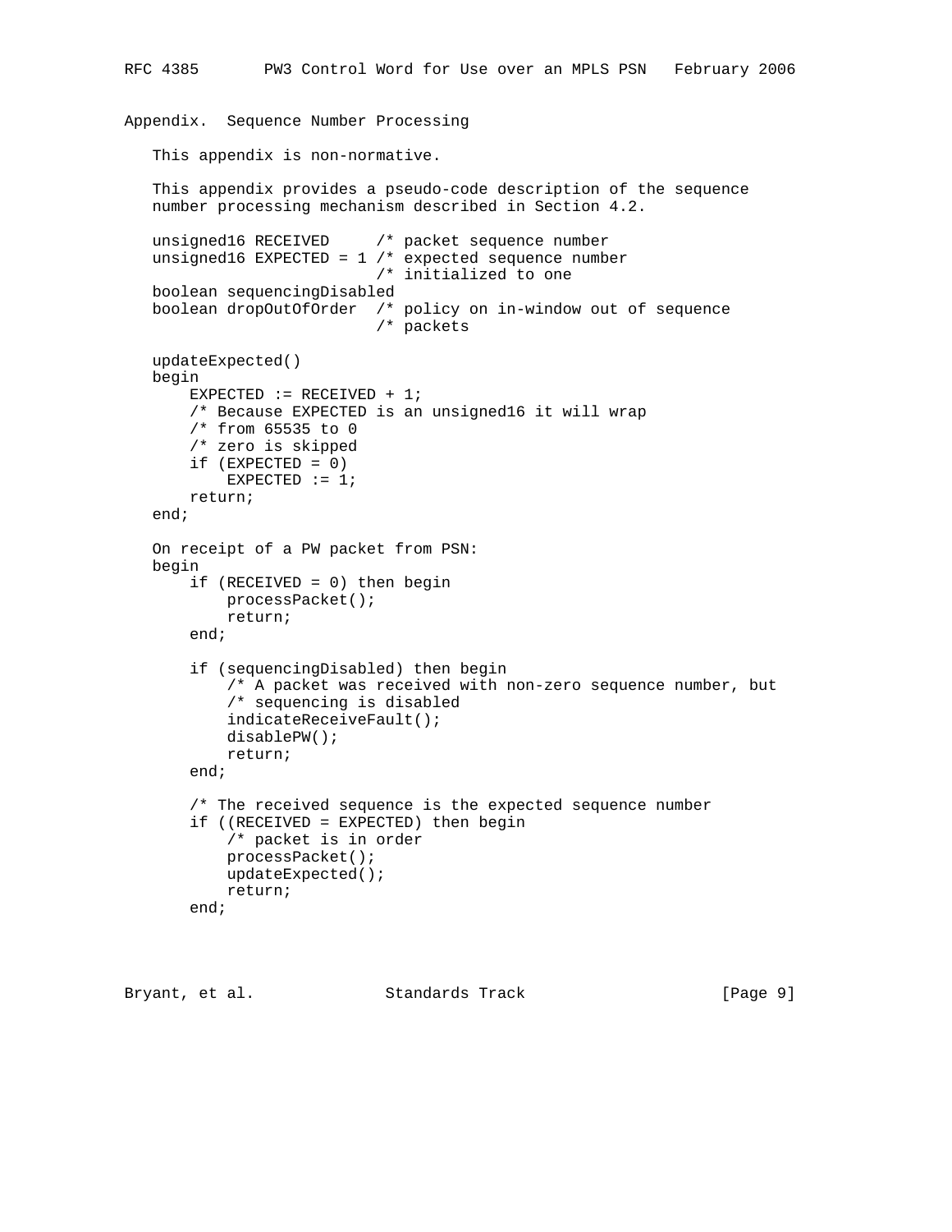# Appendix. Sequence Number Processing

This appendix is non-normative.

This appendix provides a pseudo-code description of the sequence number processing mechanism described in Section 4.2.

```
unsigned16 RECEIVED     /* packet sequence number
unsigned16 EXPECTED = 1 /* expected sequence number
                        /* initialized to one
boolean sequencingDisabled
boolean dropOutOfOrder  /* policy on in-window out of sequence
                        /* packets

updateExpected()
begin
    EXPECTED := RECEIVED + 1;
    /* Because EXPECTED is an unsigned16 it will wrap
    /* from 65535 to 0
    /* zero is skipped
    if (EXPECTED = 0)
        EXPECTED := 1;
    return;
end;

On receipt of a PW packet from PSN:
begin
    if (RECEIVED = 0) then begin
        processPacket();
        return;
    end;

    if (sequencingDisabled) then begin
        /* A packet was received with non-zero sequence number, but
        /* sequencing is disabled
        indicateReceiveFault();
        disablePW();
        return;
    end;

    /* The received sequence is the expected sequence number
    if ((RECEIVED = EXPECTED) then begin
        /* packet is in order
        processPacket();
        updateExpected();
        return;
    end;
```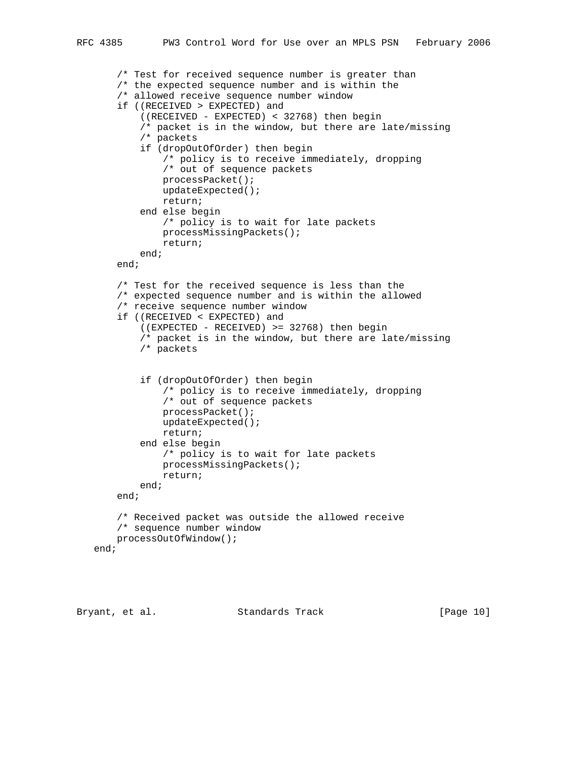```
      /* Test for received sequence number is greater than
      /* the expected sequence number and is within the
      /* allowed receive sequence number window
      if ((RECEIVED > EXPECTED) and
          ((RECEIVED - EXPECTED) < 32768) then begin
          /* packet is in the window, but there are late/missing
          /* packets
          if (dropOutOfOrder) then begin
              /* policy is to receive immediately, dropping
              /* out of sequence packets
              processPacket();
              updateExpected();
              return;
          end else begin
              /* policy is to wait for late packets
              processMissingPackets();
              return;
          end;
      end;

      /* Test for the received sequence is less than the
      /* expected sequence number and is within the allowed
      /* receive sequence number window
      if ((RECEIVED < EXPECTED) and
          ((EXPECTED - RECEIVED) >= 32768) then begin
          /* packet is in the window, but there are late/missing
          /* packets


          if (dropOutOfOrder) then begin
              /* policy is to receive immediately, dropping
              /* out of sequence packets
              processPacket();
              updateExpected();
              return;
          end else begin
              /* policy is to wait for late packets
              processMissingPackets();
              return;
          end;
      end;

      /* Received packet was outside the allowed receive
      /* sequence number window
      processOutOfWindow();
  end;
```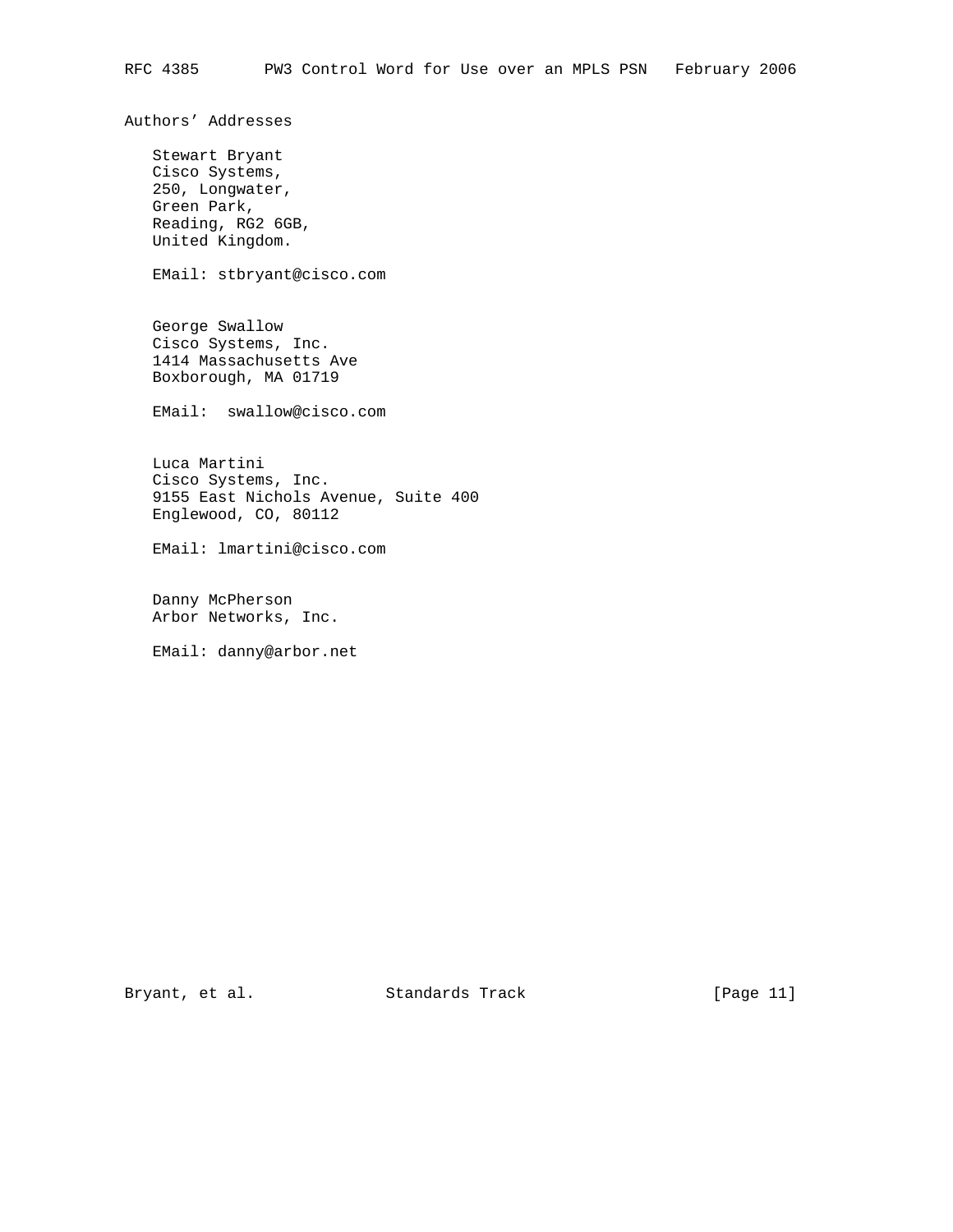## Authors' Addresses

Stewart Bryant
Cisco Systems,
250, Longwater,
Green Park,
Reading, RG2 6GB,
United Kingdom.

EMail: stbryant@cisco.com

George Swallow
Cisco Systems, Inc.
1414 Massachusetts Ave
Boxborough, MA 01719

EMail:  swallow@cisco.com

Luca Martini
Cisco Systems, Inc.
9155 East Nichols Avenue, Suite 400
Englewood, CO, 80112

EMail: lmartini@cisco.com

Danny McPherson
Arbor Networks, Inc.

EMail: danny@arbor.net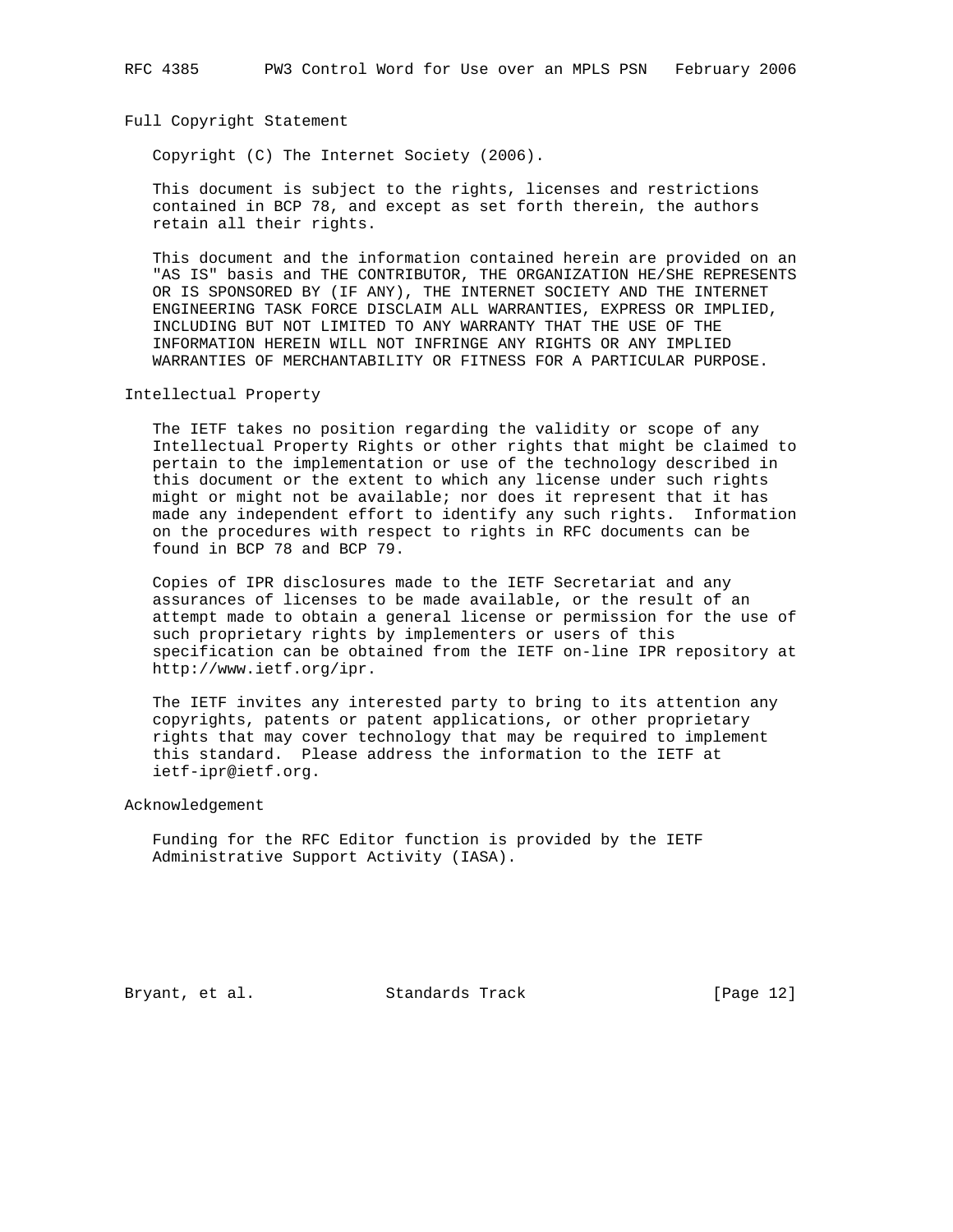## Full Copyright Statement

Copyright (C) The Internet Society (2006).

This document is subject to the rights, licenses and restrictions contained in BCP 78, and except as set forth therein, the authors retain all their rights.

This document and the information contained herein are provided on an "AS IS" basis and THE CONTRIBUTOR, THE ORGANIZATION HE/SHE REPRESENTS OR IS SPONSORED BY (IF ANY), THE INTERNET SOCIETY AND THE INTERNET ENGINEERING TASK FORCE DISCLAIM ALL WARRANTIES, EXPRESS OR IMPLIED, INCLUDING BUT NOT LIMITED TO ANY WARRANTY THAT THE USE OF THE INFORMATION HEREIN WILL NOT INFRINGE ANY RIGHTS OR ANY IMPLIED WARRANTIES OF MERCHANTABILITY OR FITNESS FOR A PARTICULAR PURPOSE.

## Intellectual Property

The IETF takes no position regarding the validity or scope of any Intellectual Property Rights or other rights that might be claimed to pertain to the implementation or use of the technology described in this document or the extent to which any license under such rights might or might not be available; nor does it represent that it has made any independent effort to identify any such rights. Information on the procedures with respect to rights in RFC documents can be found in BCP 78 and BCP 79.

Copies of IPR disclosures made to the IETF Secretariat and any assurances of licenses to be made available, or the result of an attempt made to obtain a general license or permission for the use of such proprietary rights by implementers or users of this specification can be obtained from the IETF on-line IPR repository at http://www.ietf.org/ipr.

The IETF invites any interested party to bring to its attention any copyrights, patents or patent applications, or other proprietary rights that may cover technology that may be required to implement this standard. Please address the information to the IETF at ietf-ipr@ietf.org.

## Acknowledgement

Funding for the RFC Editor function is provided by the IETF Administrative Support Activity (IASA).